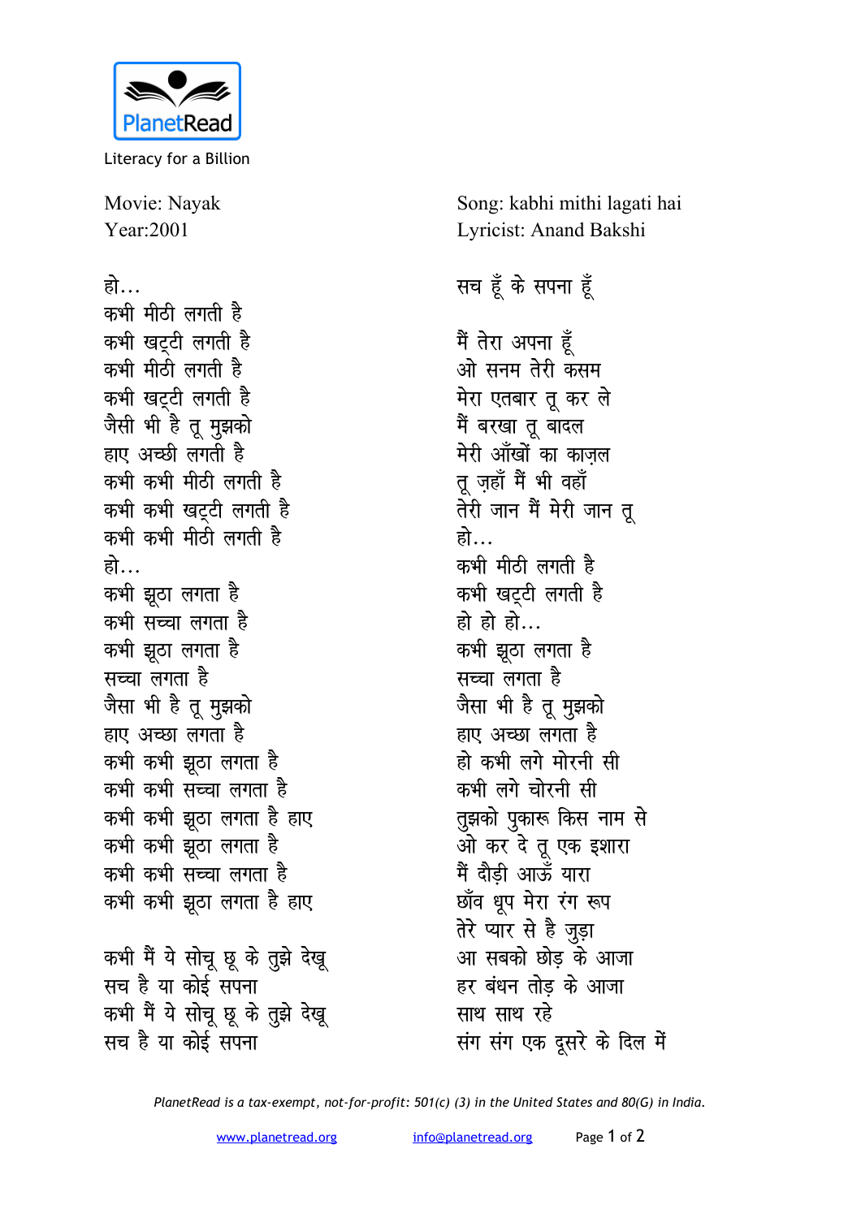PlanetRead

Literacy for a Billion

Movie: Nayak
Year:2001

Song: kabhi mithi lagati hai
Lyricist: Anand Bakshi

हो...
कभी मीठी लगती है
कभी खट्टी लगती है
कभी मीठी लगती है
कभी खट्टी लगती है
जैसी भी है तू मुझको
हाए अच्छी लगती है
कभी कभी मीठी लगती है
कभी कभी खट्टी लगती है
कभी कभी मीठी लगती है
हो...
कभी झूठा लगता है
कभी सच्चा लगता है
कभी झूठा लगता है
सच्चा लगता है
जैसा भी है तू मुझको
हाए अच्छा लगता है
कभी कभी झूठा लगता है
कभी कभी सच्चा लगता है
कभी कभी झूठा लगता है हाए
कभी कभी झूठा लगता है
कभी कभी सच्चा लगता है
कभी कभी झूठा लगता है हाए

कभी मैं ये सोचू छू के तुझे देखू
सच है या कोई सपना
कभी मैं ये सोचू छू के तुझे देखू
सच है या कोई सपना

सच हूँ के सपना हूँ

मैं तेरा अपना हूँ
ओ सनम तेरी कसम
मेरा एतबार तू कर ले
मैं बरखा तू बादल
मेरी आँखों का काज़ल
तू ज़हाँ मैं भी वहाँ
तेरी जान मैं मेरी जान तू
हो...
कभी मीठी लगती है
कभी खट्टी लगती है
हो हो हो...
कभी झूठा लगता है
सच्चा लगता है
जैसा भी है तू मुझको
हाए अच्छा लगता है
हो कभी लगे मोरनी सी
कभी लगे चोरनी सी
तुझको पुकारू किस नाम से
ओ कर दे तू एक इशारा
मैं दौड़ी आऊँ यारा
छाँव धूप मेरा रंग रूप
तेरे प्यार से है जुड़ा
आ सबको छोड़ के आजा
हर बंधन तोड़ के आजा
साथ साथ रहे
संग संग एक दूसरे के दिल में

*PlanetRead is a tax-exempt, not-for-profit: 501(c) (3) in the United States and 80(G) in India.*

www.planetread.org info@planetread.org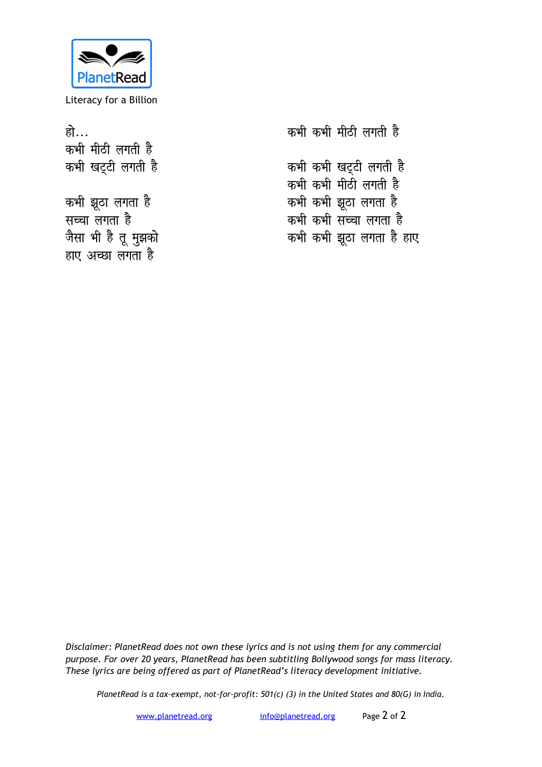हो...
कभी मीठी लगती है
कभी खट्टी लगती है

कभी झूठा लगता है
सच्चा लगता है
जैसा भी है तू मुझको
हाए अच्छा लगता है

कभी कभी मीठी लगती है

कभी कभी खट्टी लगती है
कभी कभी मीठी लगती है
कभी कभी झूठा लगता है
कभी कभी सच्चा लगता है
कभी कभी झूठा लगता है हाए

*Disclaimer: PlanetRead does not own these lyrics and is not using them for any commercial purpose. For over 20 years, PlanetRead has been subtitling Bollywood songs for mass literacy. These lyrics are being offered as part of PlanetRead's literacy development initiative.*

*PlanetRead is a tax-exempt, not-for-profit: 501(c) (3) in the United States and 80(G) in India.*